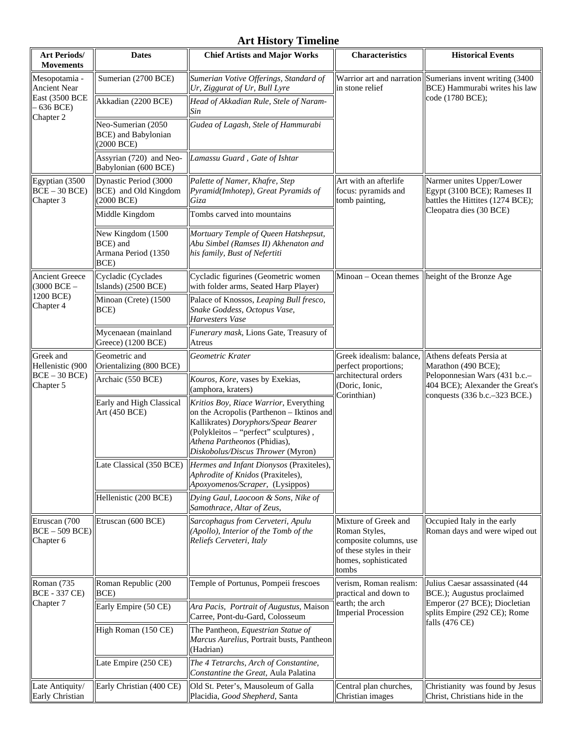# Art History Timeline

| Art Periods/ Movements | Dates | Chief Artists and Major Works | Characteristics | Historical Events |
|---|---|---|---|---|
| Mesopotamia - Ancient Near East (3500 BCE – 636 BCE) Chapter 2 | Sumerian (2700 BCE) | *Sumerian Votive Offerings, Standard of Ur, Ziggurat of Ur, Bull Lyre* | Warrior art and narration in stone relief | Sumerians invent writing (3400 BCE) Hammurabi writes his law code (1780 BCE); |
| | Akkadian (2200 BCE) | *Head of Akkadian Rule, Stele of Naram-Sin* | | |
| | Neo-Sumerian (2050 BCE) and Babylonian (2000 BCE) | *Gudea of Lagash, Stele of Hammurabi* | | |
| | Assyrian (720) and Neo-Babylonian (600 BCE) | *Lamassu Guard , Gate of Ishtar* | | |
| Egyptian (3500 BCE – 30 BCE) Chapter 3 | Dynastic Period (3000 BCE) and Old Kingdom (2000 BCE) | *Palette of Namer, Khafre, Step Pyramid(Imhotep), Great Pyramids of Giza* | Art with an afterlife focus: pyramids and tomb painting, | Narmer unites Upper/Lower Egypt (3100 BCE); Rameses II battles the Hittites (1274 BCE); Cleopatra dies (30 BCE) |
| | Middle Kingdom | Tombs carved into mountains | | |
| | New Kingdom (1500 BCE) and Armana Period (1350 BCE) | *Mortuary Temple of Queen Hatshepsut, Abu Simbel (Ramses II) Akhenaton and his family, Bust of Nefertiti* | | |
| Ancient Greece (3000 BCE – 1200 BCE) Chapter 4 | Cycladic (Cyclades Islands) (2500 BCE) | Cycladic figurines (Geometric women with folder arms, Seated Harp Player) | Minoan – Ocean themes | height of the Bronze Age |
| | Minoan (Crete) (1500 BCE) | Palace of Knossos, *Leaping Bull fresco, Snake Goddess, Octopus Vase, Harvesters Vase* | | |
| | Mycenaean (mainland Greece) (1200 BCE) | *Funerary mask*, Lions Gate, Treasury of Atreus | | |
| Greek and Hellenistic (900 BCE – 30 BCE) Chapter 5 | Geometric and Orientalizing (800 BCE) | *Geometric Krater* | Greek idealism: balance, perfect proportions; architectural orders (Doric, Ionic, Corinthian) | Athens defeats Persia at Marathon (490 BCE); Peloponnesian Wars (431 b.c.–404 BCE); Alexander the Great's conquests (336 b.c.–323 BCE.) |
| | Archaic (550 BCE) | *Kouros, Kore*, vases by Exekias, (amphora, kraters) | | |
| | Early and High Classical Art (450 BCE) | *Kritios Boy, Riace Warrior*, Everything on the Acropolis (Parthenon – Iktinos and Kallikrates) *Doryphors/Spear Bearer* (Polykleitos – "perfect" sculptures) , *Athena Partheonos* (Phidias), *Diskobolus/Discus Thrower* (Myron) | | |
| | Late Classical (350 BCE) | *Hermes and Infant Dionysos* (Praxiteles), *Aphrodite of Knidos* (Praxiteles), *Apoxyomenos/Scraper*, (Lysippos) | | |
| | Hellenistic (200 BCE) | *Dying Gaul, Laocoon & Sons, Nike of Samothrace, Altar of Zeus,* | | |
| Etruscan (700 BCE – 509 BCE) Chapter 6 | Etruscan (600 BCE) | *Sarcophagus from Cerveteri, Apulu (Apollo), Interior of the Tomb of the Reliefs Cerveteri, Italy* | Mixture of Greek and Roman Styles, composite columns, use of these styles in their homes, sophisticated tombs | Occupied Italy in the early Roman days and were wiped out |
| Roman (735 BCE - 337 CE) Chapter 7 | Roman Republic (200 BCE) | Temple of Portunus, Pompeii frescoes | verism, Roman realism: practical and down to earth; the arch Imperial Procession | Julius Caesar assassinated (44 BCE.); Augustus proclaimed Emperor (27 BCE); Diocletian splits Empire (292 CE); Rome falls (476 CE) |
| | Early Empire (50 CE) | *Ara Pacis, Portrait of Augustus*, Maison Carree, Pont-du-Gard, Colosseum | | |
| | High Roman (150 CE) | The Pantheon, *Equestrian Statue of Marcus Aurelius*, Portrait busts, Pantheon (Hadrian) | | |
| | Late Empire (250 CE) | *The 4 Tetrarchs, Arch of Constantine, Constantine the Great*, Aula Palatina | | |
| Late Antiquity/ Early Christian | Early Christian (400 CE) | Old St. Peter's, Mausoleum of Galla Placidia, *Good Shepherd*, Santa | Central plan churches, Christian images | Christianity was found by Jesus Christ, Christians hide in the |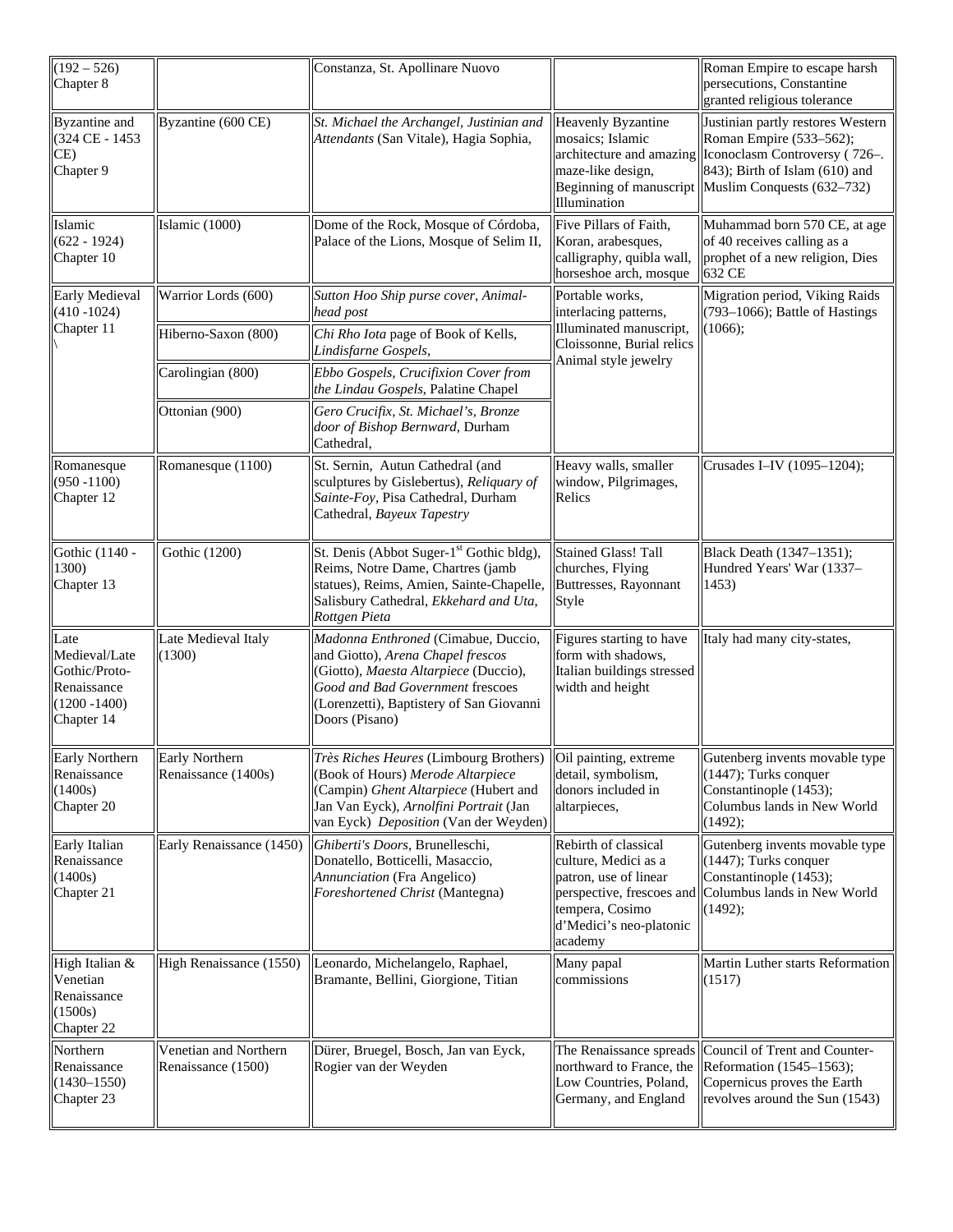| (192 – 526) Chapter 8 | | Constanza, St. Apollinare Nuovo | | Roman Empire to escape harsh persecutions, Constantine granted religious tolerance |
|---|---|---|---|---|
| Byzantine and (324 CE - 1453 CE) Chapter 9 | Byzantine (600 CE) | *St. Michael the Archangel, Justinian and Attendants* (San Vitale), Hagia Sophia, | Heavenly Byzantine mosaics; Islamic architecture and amazing maze-like design, Beginning of manuscript Illumination | Justinian partly restores Western Roman Empire (533–562); Iconoclasm Controversy ( 726–. 843); Birth of Islam (610) and Muslim Conquests (632–732) |
| Islamic (622 - 1924) Chapter 10 | Islamic (1000) | Dome of the Rock, Mosque of Córdoba, Palace of the Lions, Mosque of Selim II, | Five Pillars of Faith, Koran, arabesques, calligraphy, quibla wall, horseshoe arch, mosque | Muhammad born 570 CE, at age of 40 receives calling as a prophet of a new religion, Dies 632 CE |
| Early Medieval (410 -1024) Chapter 11 \ | Warrior Lords (600) | *Sutton Hoo Ship purse cover, Animal-head post* | Portable works, interlacing patterns, Illuminated manuscript, Cloissonne, Burial relics Animal style jewelry | Migration period, Viking Raids (793–1066); Battle of Hastings (1066); |
| | Hiberno-Saxon (800) | *Chi Rho Iota* page of Book of Kells, *Lindisfarne Gospels*, | | |
| | Carolingian (800) | *Ebbo Gospels, Crucifixion Cover from the Lindau Gospels*, Palatine Chapel | | |
| | Ottonian (900) | *Gero Crucifix, St. Michael's, Bronze door of Bishop Bernward*, Durham Cathedral, | | |
| Romanesque (950 -1100) Chapter 12 | Romanesque (1100) | St. Sernin, Autun Cathedral (and sculptures by Gislebertus), *Reliquary of Sainte-Foy*, Pisa Cathedral, Durham Cathedral, *Bayeux Tapestry* | Heavy walls, smaller window, Pilgrimages, Relics | Crusades I–IV (1095–1204); |
| Gothic (1140 - 1300) Chapter 13 | Gothic (1200) | St. Denis (Abbot Suger-1st Gothic bldg), Reims, Notre Dame, Chartres (jamb statues), Reims, Amien, Sainte-Chapelle, Salisbury Cathedral, *Ekkehard and Uta, Rottgen Pieta* | Stained Glass! Tall churches, Flying Buttresses, Rayonnant Style | Black Death (1347–1351); Hundred Years' War (1337–1453) |
| Late Medieval/Late Gothic/Proto-Renaissance (1200 -1400) Chapter 14 | Late Medieval Italy (1300) | *Madonna Enthroned* (Cimabue, Duccio, and Giotto), *Arena Chapel frescos* (Giotto), *Maesta Altarpiece* (Duccio), *Good and Bad Government* frescoes (Lorenzetti), Baptistery of San Giovanni Doors (Pisano) | Figures starting to have form with shadows, Italian buildings stressed width and height | Italy had many city-states, |
| Early Northern Renaissance (1400s) Chapter 20 | Early Northern Renaissance (1400s) | *Très Riches Heures* (Limbourg Brothers) (Book of Hours) *Merode Altarpiece* (Campin) *Ghent Altarpiece* (Hubert and Jan Van Eyck), *Arnolfini Portrait* (Jan van Eyck) *Deposition* (Van der Weyden) | Oil painting, extreme detail, symbolism, donors included in altarpieces, | Gutenberg invents movable type (1447); Turks conquer Constantinople (1453); Columbus lands in New World (1492); |
| Early Italian Renaissance (1400s) Chapter 21 | Early Renaissance (1450) | *Ghiberti's Doors*, Brunelleschi, Donatello, Botticelli, Masaccio, *Annunciation* (Fra Angelico) *Foreshortened Christ* (Mantegna) | Rebirth of classical culture, Medici as a patron, use of linear perspective, frescoes and tempera, Cosimo d'Medici's neo-platonic academy | Gutenberg invents movable type (1447); Turks conquer Constantinople (1453); Columbus lands in New World (1492); |
| High Italian & Venetian Renaissance (1500s) Chapter 22 | High Renaissance (1550) | Leonardo, Michelangelo, Raphael, Bramante, Bellini, Giorgione, Titian | Many papal commissions | Martin Luther starts Reformation (1517) |
| Northern Renaissance (1430–1550) Chapter 23 | Venetian and Northern Renaissance (1500) | Dürer, Bruegel, Bosch, Jan van Eyck, Rogier van der Weyden | The Renaissance spreads northward to France, the Low Countries, Poland, Germany, and England | Council of Trent and Counter-Reformation (1545–1563); Copernicus proves the Earth revolves around the Sun (1543) |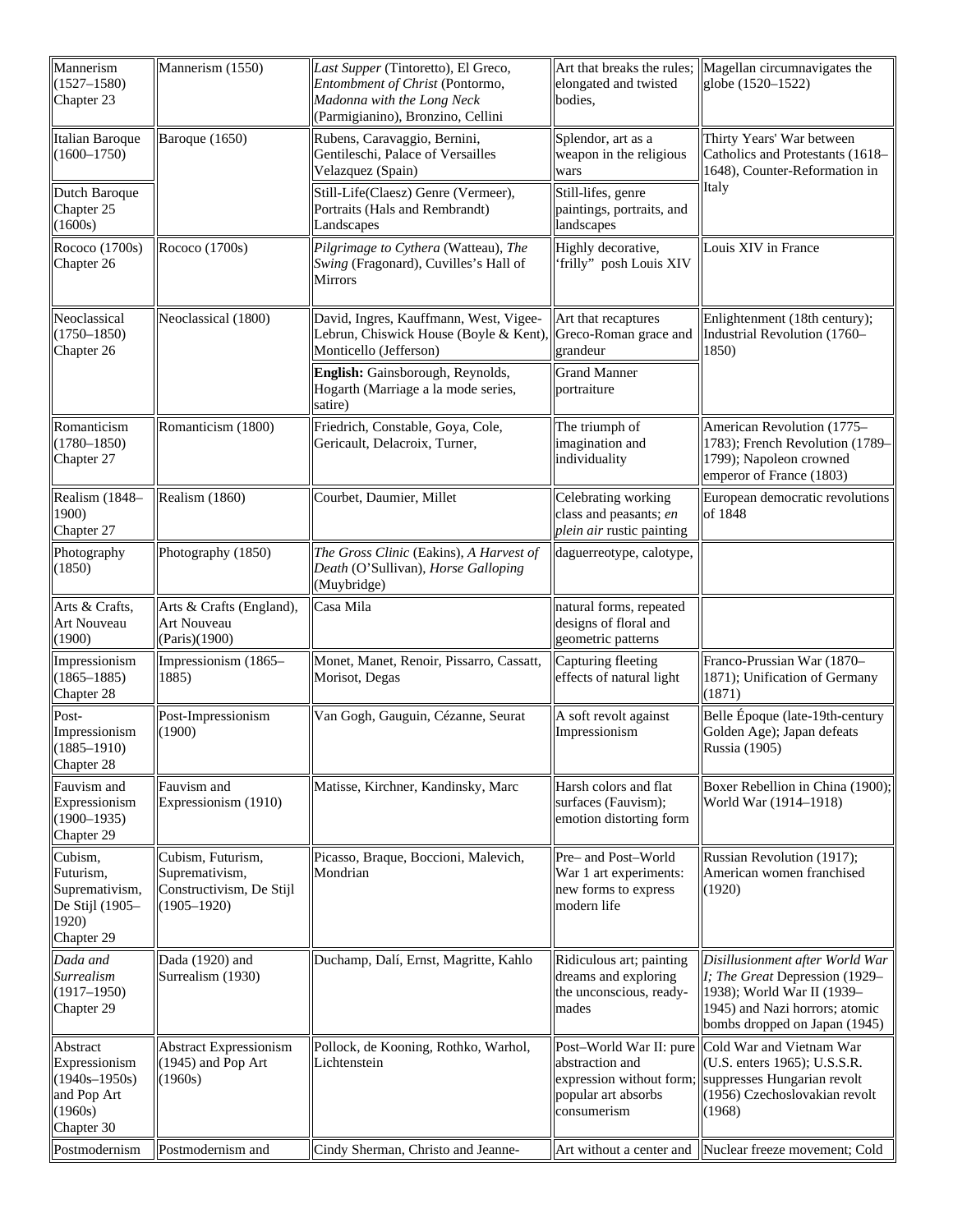| Mannerism (1527–1580) Chapter 23 | Mannerism (1550) | *Last Supper* (Tintoretto), El Greco, *Entombment of Christ* (Pontormo, *Madonna with the Long Neck* (Parmigianino), Bronzino, Cellini | Art that breaks the rules; elongated and twisted bodies, | Magellan circumnavigates the globe (1520–1522) |
|---|---|---|---|---|
| Italian Baroque (1600–1750) | Baroque (1650) | Rubens, Caravaggio, Bernini, Gentileschi, Palace of Versailles Velazquez (Spain) | Splendor, art as a weapon in the religious wars | Thirty Years' War between Catholics and Protestants (1618–1648), Counter-Reformation in Italy |
| Dutch Baroque Chapter 25 (1600s) | | Still-Life(Claesz) Genre (Vermeer), Portraits (Hals and Rembrandt) Landscapes | Still-lifes, genre paintings, portraits, and landscapes | |
| Rococo (1700s) Chapter 26 | Rococo (1700s) | *Pilgrimage to Cythera* (Watteau), *The Swing* (Fragonard), Cuvilles's Hall of Mirrors | Highly decorative, 'frilly" posh Louis XIV | Louis XIV in France |
| Neoclassical (1750–1850) Chapter 26 | Neoclassical (1800) | David, Ingres, Kauffmann, West, Vigee-Lebrun, Chiswick House (Boyle & Kent), Monticello (Jefferson) | Art that recaptures Greco-Roman grace and grandeur | Enlightenment (18th century); Industrial Revolution (1760–1850) |
| | | **English:** Gainsborough, Reynolds, Hogarth (Marriage a la mode series, satire) | Grand Manner portraiture | |
| Romanticism (1780–1850) Chapter 27 | Romanticism (1800) | Friedrich, Constable, Goya, Cole, Gericault, Delacroix, Turner, | The triumph of imagination and individuality | American Revolution (1775–1783); French Revolution (1789–1799); Napoleon crowned emperor of France (1803) |
| Realism (1848–1900) Chapter 27 | Realism (1860) | Courbet, Daumier, Millet | Celebrating working class and peasants; *en plein air* rustic painting | European democratic revolutions of 1848 |
| Photography (1850) | Photography (1850) | *The Gross Clinic* (Eakins), *A Harvest of Death* (O'Sullivan), *Horse Galloping* (Muybridge) | daguerreotype, calotype, | |
| Arts & Crafts, Art Nouveau (1900) | Arts & Crafts (England), Art Nouveau (Paris)(1900) | Casa Mila | natural forms, repeated designs of floral and geometric patterns | |
| Impressionism (1865–1885) Chapter 28 | Impressionism (1865–1885) | Monet, Manet, Renoir, Pissarro, Cassatt, Morisot, Degas | Capturing fleeting effects of natural light | Franco-Prussian War (1870–1871); Unification of Germany (1871) |
| Post-Impressionism (1885–1910) Chapter 28 | Post-Impressionism (1900) | Van Gogh, Gauguin, Cézanne, Seurat | A soft revolt against Impressionism | Belle Époque (late-19th-century Golden Age); Japan defeats Russia (1905) |
| Fauvism and Expressionism (1900–1935) Chapter 29 | Fauvism and Expressionism (1910) | Matisse, Kirchner, Kandinsky, Marc | Harsh colors and flat surfaces (Fauvism); emotion distorting form | Boxer Rebellion in China (1900); World War (1914–1918) |
| Cubism, Futurism, Suprematism, De Stijl (1905–1920) Chapter 29 | Cubism, Futurism, Suprematism, Constructivism, De Stijl (1905–1920) | Picasso, Braque, Boccioni, Malevich, Mondrian | Pre– and Post–World War 1 art experiments: new forms to express modern life | Russian Revolution (1917); American women franchised (1920) |
| *Dada and Surrealism* (1917–1950) Chapter 29 | Dada (1920) and Surrealism (1930) | Duchamp, Dalí, Ernst, Magritte, Kahlo | Ridiculous art; painting dreams and exploring the unconscious, ready-mades | *Disillusionment after World War I; The Great* Depression (1929–1938); World War II (1939–1945) and Nazi horrors; atomic bombs dropped on Japan (1945) |
| Abstract Expressionism (1940s–1950s) and Pop Art (1960s) Chapter 30 | Abstract Expressionism (1945) and Pop Art (1960s) | Pollock, de Kooning, Rothko, Warhol, Lichtenstein | Post–World War II: pure abstraction and expression without form; popular art absorbs consumerism | Cold War and Vietnam War (U.S. enters 1965); U.S.S.R. suppresses Hungarian revolt (1956) Czechoslovakian revolt (1968) |
| Postmodernism | Postmodernism and | Cindy Sherman, Christo and Jeanne- | Art without a center and | Nuclear freeze movement; Cold |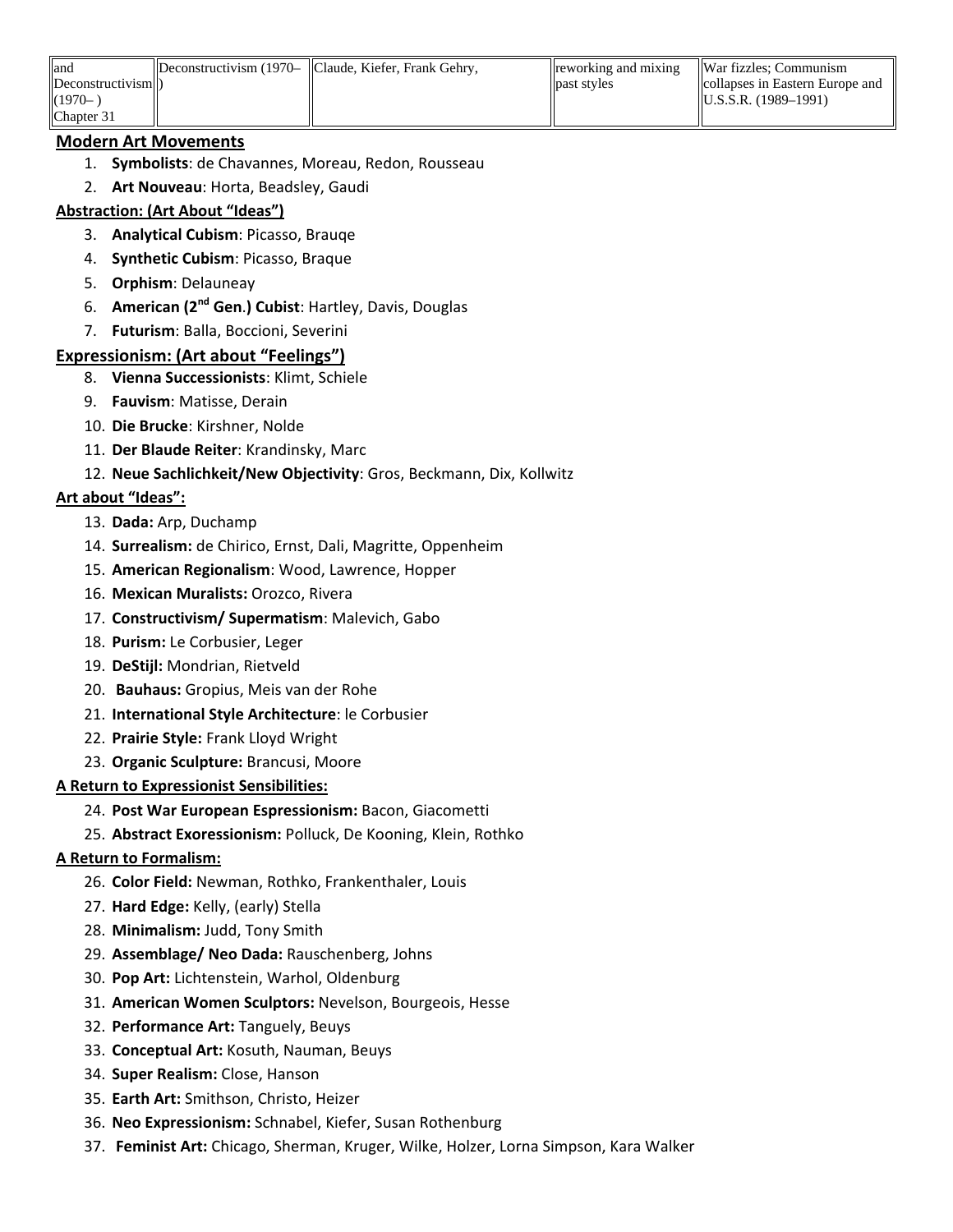| and Deconstructivism (1970– ) Chapter 31 | Deconstructivism (1970– ) | Claude, Kiefer, Frank Gehry, | reworking and mixing past styles | War fizzles; Communism collapses in Eastern Europe and U.S.S.R. (1989–1991) |
|---|---|---|---|---|

**Modern Art Movements**

1. **Symbolists**: de Chavannes, Moreau, Redon, Rousseau
2. **Art Nouveau**: Horta, Beadsley, Gaudi

**Abstraction: (Art About "Ideas")**

3. **Analytical Cubism**: Picasso, Brauqe
4. **Synthetic Cubism**: Picasso, Braque
5. **Orphism**: Delauneay
6. **American (2nd Gen.) Cubist**: Hartley, Davis, Douglas
7. **Futurism**: Balla, Boccioni, Severini

**Expressionism: (Art about "Feelings")**

8. **Vienna Successionists**: Klimt, Schiele
9. **Fauvism**: Matisse, Derain
10. **Die Brucke**: Kirshner, Nolde
11. **Der Blaude Reiter**: Krandinsky, Marc
12. **Neue Sachlichkeit/New Objectivity**: Gros, Beckmann, Dix, Kollwitz

**Art about "Ideas":**

13. **Dada:** Arp, Duchamp
14. **Surrealism:** de Chirico, Ernst, Dali, Magritte, Oppenheim
15. **American Regionalism**: Wood, Lawrence, Hopper
16. **Mexican Muralists:** Orozco, Rivera
17. **Constructivism/ Supermatism**: Malevich, Gabo
18. **Purism:** Le Corbusier, Leger
19. **DeStijl:** Mondrian, Rietveld
20. **Bauhaus:** Gropius, Meis van der Rohe
21. **International Style Architecture**: le Corbusier
22. **Prairie Style:** Frank Lloyd Wright
23. **Organic Sculpture:** Brancusi, Moore

**A Return to Expressionist Sensibilities:**

24. **Post War European Espressionism:** Bacon, Giacometti
25. **Abstract Exoressionism:** Polluck, De Kooning, Klein, Rothko

**A Return to Formalism:**

26. **Color Field:** Newman, Rothko, Frankenthaler, Louis
27. **Hard Edge:** Kelly, (early) Stella
28. **Minimalism:** Judd, Tony Smith
29. **Assemblage/ Neo Dada:** Rauschenberg, Johns
30. **Pop Art:** Lichtenstein, Warhol, Oldenburg
31. **American Women Sculptors:** Nevelson, Bourgeois, Hesse
32. **Performance Art:** Tanguely, Beuys
33. **Conceptual Art:** Kosuth, Nauman, Beuys
34. **Super Realism:** Close, Hanson
35. **Earth Art:** Smithson, Christo, Heizer
36. **Neo Expressionism:** Schnabel, Kiefer, Susan Rothenburg
37. **Feminist Art:** Chicago, Sherman, Kruger, Wilke, Holzer, Lorna Simpson, Kara Walker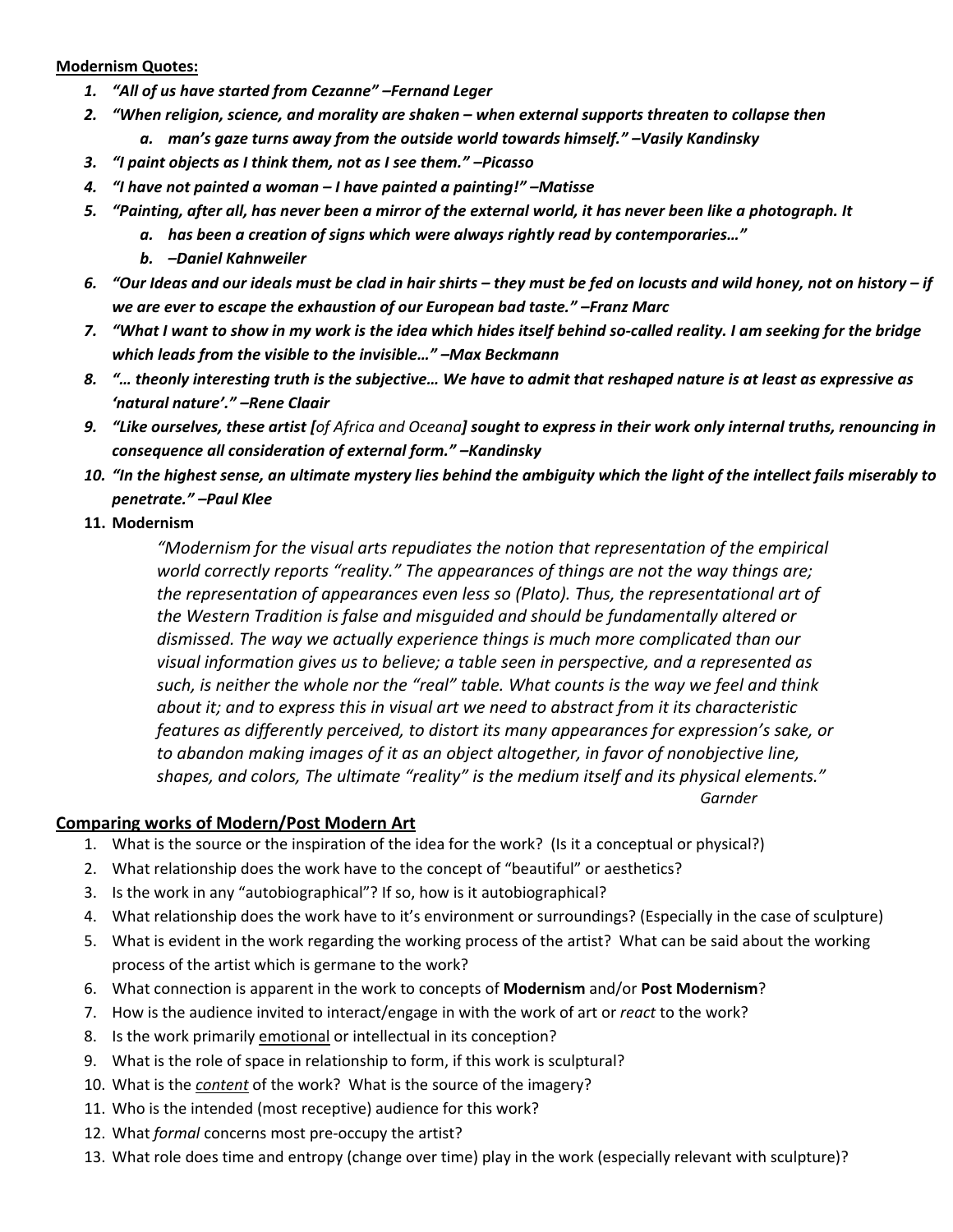**Modernism Quotes:**

1. ***"All of us have started from Cezanne" –Fernand Leger***
2. ***"When religion, science, and morality are shaken – when external supports threaten to collapse then***
    a. ***man's gaze turns away from the outside world towards himself." –Vasily Kandinsky***
3. ***"I paint objects as I think them, not as I see them." –Picasso***
4. ***"I have not painted a woman – I have painted a painting!" –Matisse***
5. ***"Painting, after all, has never been a mirror of the external world, it has never been like a photograph. It***
    a. ***has been a creation of signs which were always rightly read by contemporaries…"***
    b. ***–Daniel Kahnweiler***
6. ***"Our Ideas and our ideals must be clad in hair shirts – they must be fed on locusts and wild honey, not on history – if we are ever to escape the exhaustion of our European bad taste." –Franz Marc***
7. ***"What I want to show in my work is the idea which hides itself behind so-called reality. I am seeking for the bridge which leads from the visible to the invisible…" –Max Beckmann***
8. ***"… theonly interesting truth is the subjective… We have to admit that reshaped nature is at least as expressive as 'natural nature'." –Rene Claair***
9. ***"Like ourselves, these artist [**of Africa and Oceana**] sought to express in their work only internal truths, renouncing in consequence all consideration of external form." –Kandinsky***
10. ***"In the highest sense, an ultimate mystery lies behind the ambiguity which the light of the intellect fails miserably to penetrate." –Paul Klee***
11. **Modernism**

    *"Modernism for the visual arts repudiates the notion that representation of the empirical world correctly reports "reality." The appearances of things are not the way things are; the representation of appearances even less so (Plato). Thus, the representational art of the Western Tradition is false and misguided and should be fundamentally altered or dismissed. The way we actually experience things is much more complicated than our visual information gives us to believe; a table seen in perspective, and a represented as such, is neither the whole nor the "real" table. What counts is the way we feel and think about it; and to express this in visual art we need to abstract from it its characteristic features as differently perceived, to distort its many appearances for expression's sake, or to abandon making images of it as an object altogether, in favor of nonobjective line, shapes, and colors, The ultimate "reality" is the medium itself and its physical elements."*

    *Garnder*

## Comparing works of Modern/Post Modern Art

1. What is the source or the inspiration of the idea for the work? (Is it a conceptual or physical?)
2. What relationship does the work have to the concept of "beautiful" or aesthetics?
3. Is the work in any "autobiographical"? If so, how is it autobiographical?
4. What relationship does the work have to it's environment or surroundings? (Especially in the case of sculpture)
5. What is evident in the work regarding the working process of the artist? What can be said about the working process of the artist which is germane to the work?
6. What connection is apparent in the work to concepts of **Modernism** and/or **Post Modernism**?
7. How is the audience invited to interact/engage in with the work of art or *react* to the work?
8. Is the work primarily emotional or intellectual in its conception?
9. What is the role of space in relationship to form, if this work is sculptural?
10. What is the *content* of the work? What is the source of the imagery?
11. Who is the intended (most receptive) audience for this work?
12. What *formal* concerns most pre-occupy the artist?
13. What role does time and entropy (change over time) play in the work (especially relevant with sculpture)?